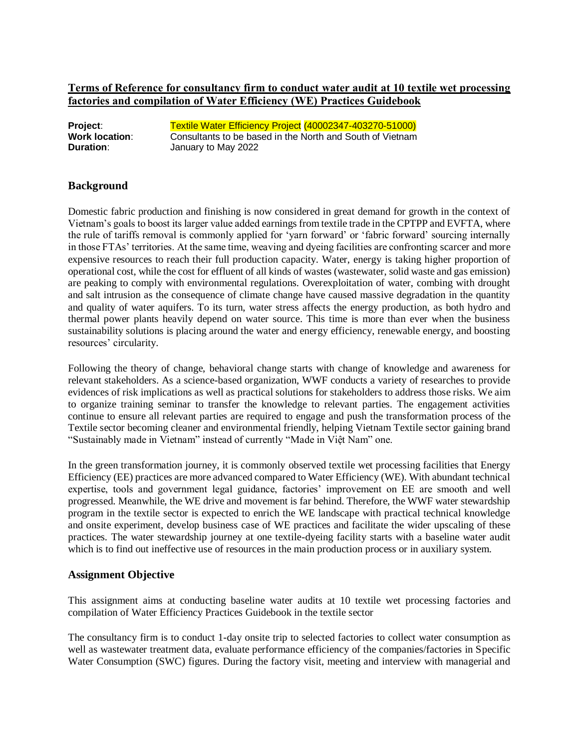**Terms of Reference for consultancy firm to conduct water audit at 10 textile wet processing factories and compilation of Water Efficiency (WE) Practices Guidebook**

**Project**: Textile Water Efficiency Project (40002347-403270-51000)
**Work location**: Consultants to be based in the North and South of Vietnam
**Duration**: January to May 2022

## Background

Domestic fabric production and finishing is now considered in great demand for growth in the context of Vietnam's goals to boost its larger value added earnings from textile trade in the CPTPP and EVFTA, where the rule of tariffs removal is commonly applied for 'yarn forward' or 'fabric forward' sourcing internally in those FTAs' territories. At the same time, weaving and dyeing facilities are confronting scarcer and more expensive resources to reach their full production capacity. Water, energy is taking higher proportion of operational cost, while the cost for effluent of all kinds of wastes (wastewater, solid waste and gas emission) are peaking to comply with environmental regulations. Overexploitation of water, combing with drought and salt intrusion as the consequence of climate change have caused massive degradation in the quantity and quality of water aquifers. To its turn, water stress affects the energy production, as both hydro and thermal power plants heavily depend on water source. This time is more than ever when the business sustainability solutions is placing around the water and energy efficiency, renewable energy, and boosting resources' circularity.

Following the theory of change, behavioral change starts with change of knowledge and awareness for relevant stakeholders. As a science-based organization, WWF conducts a variety of researches to provide evidences of risk implications as well as practical solutions for stakeholders to address those risks. We aim to organize training seminar to transfer the knowledge to relevant parties. The engagement activities continue to ensure all relevant parties are required to engage and push the transformation process of the Textile sector becoming cleaner and environmental friendly, helping Vietnam Textile sector gaining brand "Sustainably made in Vietnam" instead of currently "Made in Việt Nam" one.

In the green transformation journey, it is commonly observed textile wet processing facilities that Energy Efficiency (EE) practices are more advanced compared to Water Efficiency (WE). With abundant technical expertise, tools and government legal guidance, factories' improvement on EE are smooth and well progressed. Meanwhile, the WE drive and movement is far behind. Therefore, the WWF water stewardship program in the textile sector is expected to enrich the WE landscape with practical technical knowledge and onsite experiment, develop business case of WE practices and facilitate the wider upscaling of these practices. The water stewardship journey at one textile-dyeing facility starts with a baseline water audit which is to find out ineffective use of resources in the main production process or in auxiliary system.

## Assignment Objective

This assignment aims at conducting baseline water audits at 10 textile wet processing factories and compilation of Water Efficiency Practices Guidebook in the textile sector

The consultancy firm is to conduct 1-day onsite trip to selected factories to collect water consumption as well as wastewater treatment data, evaluate performance efficiency of the companies/factories in Specific Water Consumption (SWC) figures. During the factory visit, meeting and interview with managerial and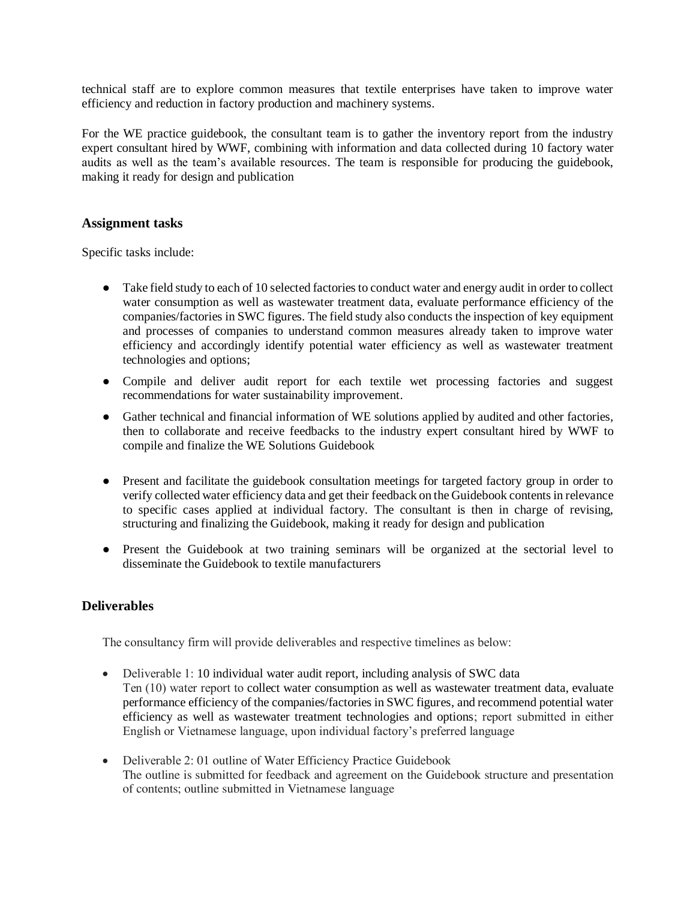technical staff are to explore common measures that textile enterprises have taken to improve water efficiency and reduction in factory production and machinery systems.

For the WE practice guidebook, the consultant team is to gather the inventory report from the industry expert consultant hired by WWF, combining with information and data collected during 10 factory water audits as well as the team's available resources. The team is responsible for producing the guidebook, making it ready for design and publication

### Assignment tasks

Specific tasks include:

- Take field study to each of 10 selected factories to conduct water and energy audit in order to collect water consumption as well as wastewater treatment data, evaluate performance efficiency of the companies/factories in SWC figures. The field study also conducts the inspection of key equipment and processes of companies to understand common measures already taken to improve water efficiency and accordingly identify potential water efficiency as well as wastewater treatment technologies and options;
- Compile and deliver audit report for each textile wet processing factories and suggest recommendations for water sustainability improvement.
- Gather technical and financial information of WE solutions applied by audited and other factories, then to collaborate and receive feedbacks to the industry expert consultant hired by WWF to compile and finalize the WE Solutions Guidebook
- Present and facilitate the guidebook consultation meetings for targeted factory group in order to verify collected water efficiency data and get their feedback on the Guidebook contents in relevance to specific cases applied at individual factory. The consultant is then in charge of revising, structuring and finalizing the Guidebook, making it ready for design and publication
- Present the Guidebook at two training seminars will be organized at the sectorial level to disseminate the Guidebook to textile manufacturers

### Deliverables

The consultancy firm will provide deliverables and respective timelines as below:

- Deliverable 1: 10 individual water audit report, including analysis of SWC data
  Ten (10) water report to collect water consumption as well as wastewater treatment data, evaluate performance efficiency of the companies/factories in SWC figures, and recommend potential water efficiency as well as wastewater treatment technologies and options; report submitted in either English or Vietnamese language, upon individual factory's preferred language
- Deliverable 2: 01 outline of Water Efficiency Practice Guidebook
  The outline is submitted for feedback and agreement on the Guidebook structure and presentation of contents; outline submitted in Vietnamese language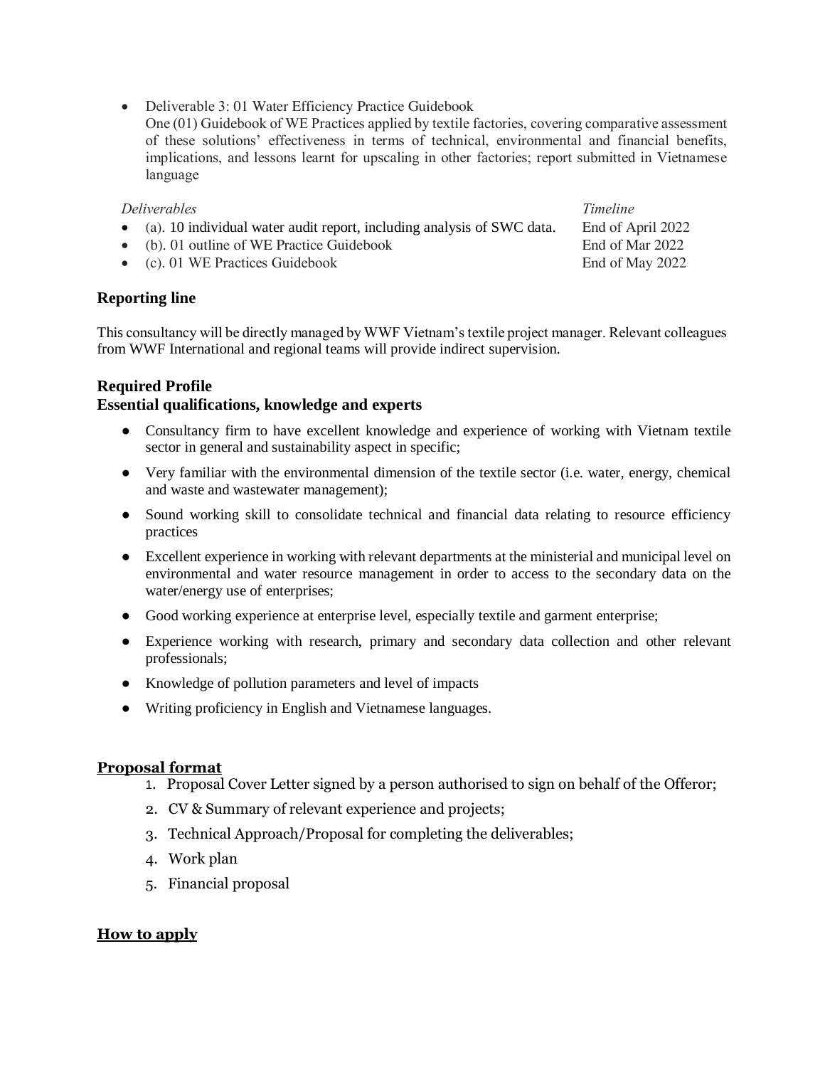- Deliverable 3: 01 Water Efficiency Practice Guidebook
  One (01) Guidebook of WE Practices applied by textile factories, covering comparative assessment of these solutions' effectiveness in terms of technical, environmental and financial benefits, implications, and lessons learnt for upscaling in other factories; report submitted in Vietnamese language

| *Deliverables* | *Timeline* |
| --- | --- |
| (a). 10 individual water audit report, including analysis of SWC data. | End of April 2022 |
| (b). 01 outline of WE Practice Guidebook | End of Mar 2022 |
| (c). 01 WE Practices Guidebook | End of May 2022 |

## Reporting line

This consultancy will be directly managed by WWF Vietnam's textile project manager. Relevant colleagues from WWF International and regional teams will provide indirect supervision.

## Required Profile

### Essential qualifications, knowledge and experts

- Consultancy firm to have excellent knowledge and experience of working with Vietnam textile sector in general and sustainability aspect in specific;
- Very familiar with the environmental dimension of the textile sector (i.e. water, energy, chemical and waste and wastewater management);
- Sound working skill to consolidate technical and financial data relating to resource efficiency practices
- Excellent experience in working with relevant departments at the ministerial and municipal level on environmental and water resource management in order to access to the secondary data on the water/energy use of enterprises;
- Good working experience at enterprise level, especially textile and garment enterprise;
- Experience working with research, primary and secondary data collection and other relevant professionals;
- Knowledge of pollution parameters and level of impacts
- Writing proficiency in English and Vietnamese languages.

## Proposal format

1. Proposal Cover Letter signed by a person authorised to sign on behalf of the Offeror;
2. CV & Summary of relevant experience and projects;
3. Technical Approach/Proposal for completing the deliverables;
4. Work plan
5. Financial proposal

## How to apply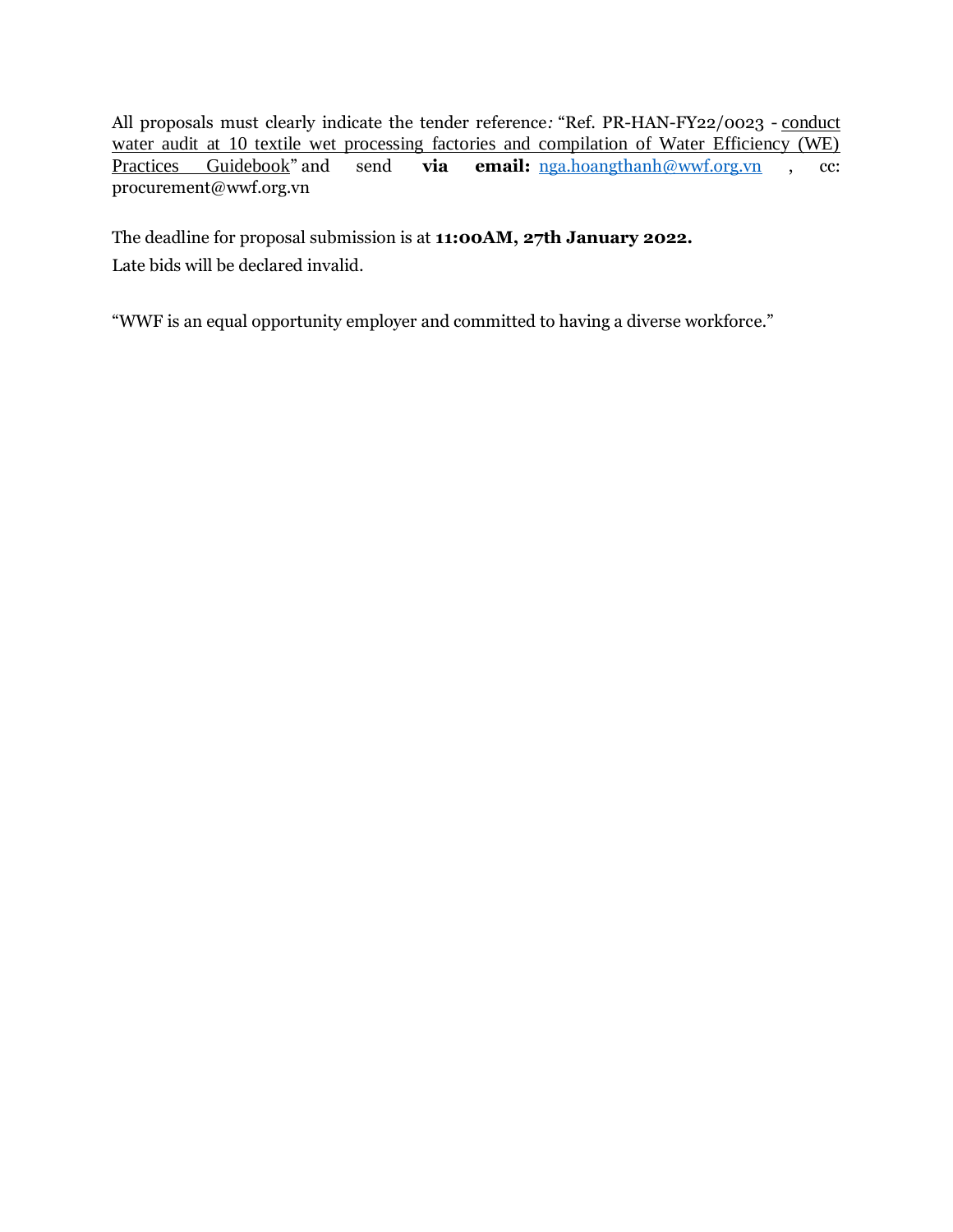All proposals must clearly indicate the tender reference: "Ref. PR-HAN-FY22/0023 - conduct water audit at 10 textile wet processing factories and compilation of Water Efficiency (WE) Practices Guidebook" and send **via email:** nga.hoangthanh@wwf.org.vn , cc: procurement@wwf.org.vn

The deadline for proposal submission is at **11:00AM, 27th January 2022.**
Late bids will be declared invalid.

"WWF is an equal opportunity employer and committed to having a diverse workforce."